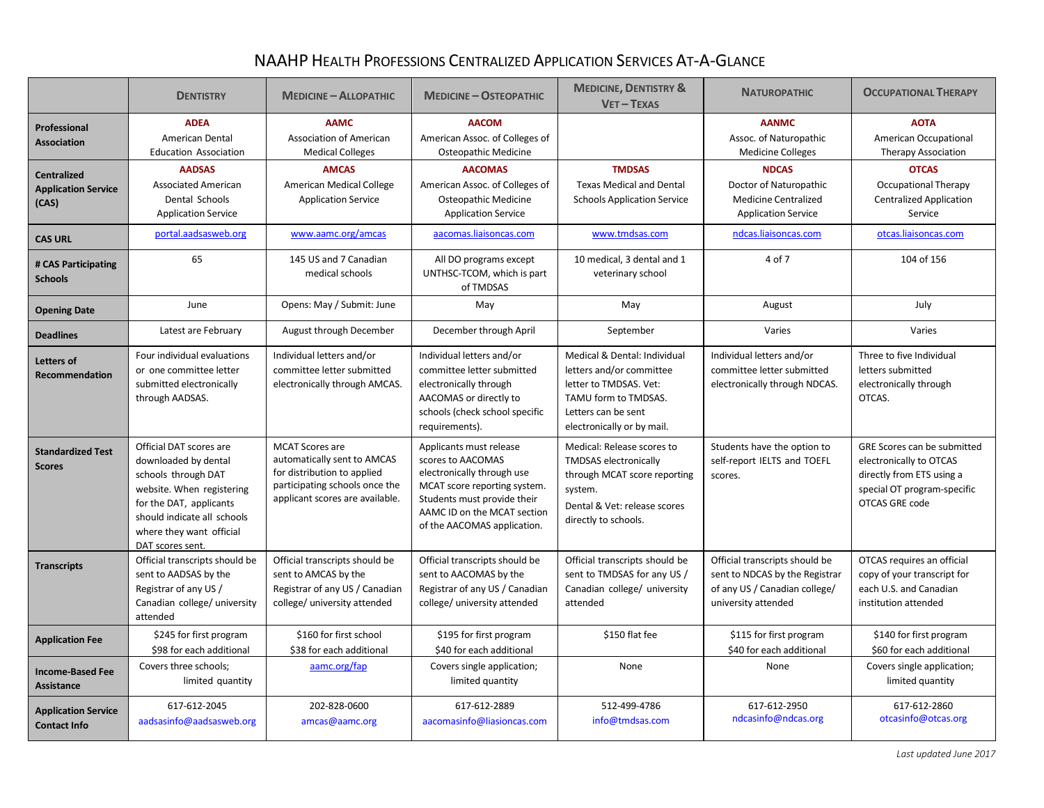# NAAHP Health Professions Centralized Application Services At-A-Glance

| | Dentistry | Medicine – Allopathic | Medicine – Osteopathic | Medicine, Dentistry & Vet – Texas | Naturopathic | Occupational Therapy |
|---|---|---|---|---|---|---|
| **Professional Association** | **ADEA** American Dental Education Association | **AAMC** Association of American Medical Colleges | **AACOM** American Assoc. of Colleges of Osteopathic Medicine | | **AANMC** Assoc. of Naturopathic Medicine Colleges | **AOTA** American Occupational Therapy Association |
| **Centralized Application Service (CAS)** | **AADSAS** Associated American Dental Schools Application Service | **AMCAS** American Medical College Application Service | **AACOMAS** American Assoc. of Colleges of Osteopathic Medicine Application Service | **TMDSAS** Texas Medical and Dental Schools Application Service | **NDCAS** Doctor of Naturopathic Medicine Centralized Application Service | **OTCAS** Occupational Therapy Centralized Application Service |
| **CAS URL** | portal.aadsasweb.org | www.aamc.org/amcas | aacomas.liaisoncas.com | www.tmdsas.com | ndcas.liaisoncas.com | otcas.liaisoncas.com |
| **# CAS Participating Schools** | 65 | 145 US and 7 Canadian medical schools | All DO programs except UNTHSC-TCOM, which is part of TMDSAS | 10 medical, 3 dental and 1 veterinary school | 4 of 7 | 104 of 156 |
| **Opening Date** | June | Opens: May / Submit: June | May | May | August | July |
| **Deadlines** | Latest are February | August through December | December through April | September | Varies | Varies |
| **Letters of Recommendation** | Four individual evaluations or one committee letter submitted electronically through AADSAS. | Individual letters and/or committee letter submitted electronically through AMCAS. | Individual letters and/or committee letter submitted electronically through AACOMAS or directly to schools (check school specific requirements). | Medical & Dental: Individual letters and/or committee letter to TMDSAS. Vet: TAMU form to TMDSAS. Letters can be sent electronically or by mail. | Individual letters and/or committee letter submitted electronically through NDCAS. | Three to five Individual letters submitted electronically through OTCAS. |
| **Standardized Test Scores** | Official DAT scores are downloaded by dental schools through DAT website. When registering for the DAT, applicants should indicate all schools where they want official DAT scores sent. | MCAT Scores are automatically sent to AMCAS for distribution to applied participating schools once the applicant scores are available. | Applicants must release scores to AACOMAS electronically through use MCAT score reporting system. Students must provide their AAMC ID on the MCAT section of the AACOMAS application. | Medical: Release scores to TMDSAS electronically through MCAT score reporting system. Dental & Vet: release scores directly to schools. | Students have the option to self-report IELTS and TOEFL scores. | GRE Scores can be submitted electronically to OTCAS directly from ETS using a special OT program-specific OTCAS GRE code |
| **Transcripts** | Official transcripts should be sent to AADSAS by the Registrar of any US / Canadian college/ university attended | Official transcripts should be sent to AMCAS by the Registrar of any US / Canadian college/ university attended | Official transcripts should be sent to AACOMAS by the Registrar of any US / Canadian college/ university attended | Official transcripts should be sent to TMDSAS for any US / Canadian college/ university attended | Official transcripts should be sent to NDCAS by the Registrar of any US / Canadian college/ university attended | OTCAS requires an official copy of your transcript for each U.S. and Canadian institution attended |
| **Application Fee** | $245 for first program $98 for each additional | $160 for first school $38 for each additional | $195 for first program $40 for each additional | $150 flat fee | $115 for first program $40 for each additional | $140 for first program $60 for each additional |
| **Income-Based Fee Assistance** | Covers three schools; limited quantity | aamc.org/fap | Covers single application; limited quantity | None | None | Covers single application; limited quantity |
| **Application Service Contact Info** | 617-612-2045 aadsasinfo@aadsasweb.org | 202-828-0600 amcas@aamc.org | 617-612-2889 aacomasinfo@liasioncas.com | 512-499-4786 info@tmdsas.com | 617-612-2950 ndcasinfo@ndcas.org | 617-612-2860 otcasinfo@otcas.org |

*Last updated June 2017*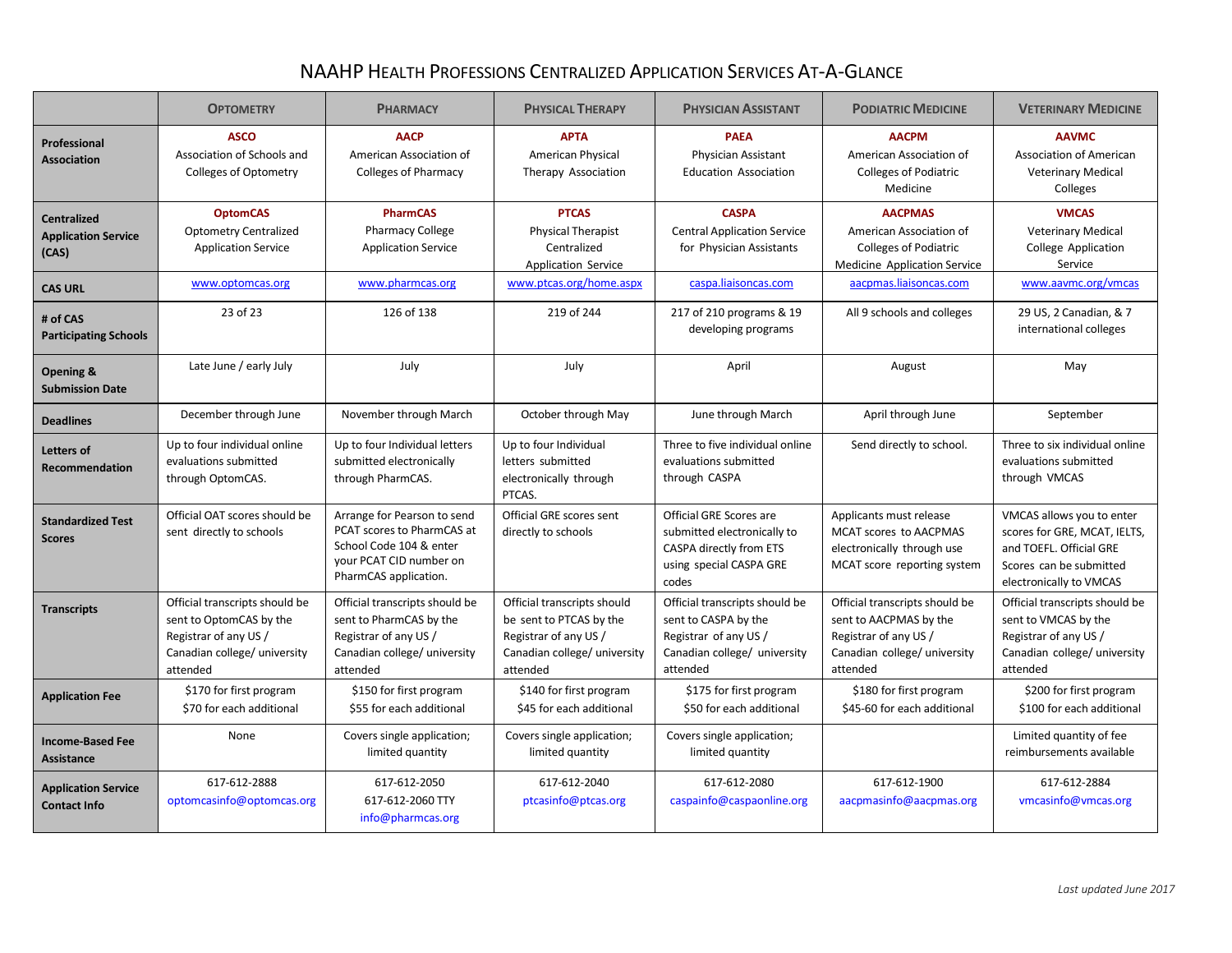# NAAHP Health Professions Centralized Application Services At-A-Glance

| | Optometry | Pharmacy | Physical Therapy | Physician Assistant | Podiatric Medicine | Veterinary Medicine |
|---|---|---|---|---|---|---|
| **Professional Association** | **ASCO** Association of Schools and Colleges of Optometry | **AACP** American Association of Colleges of Pharmacy | **APTA** American Physical Therapy Association | **PAEA** Physician Assistant Education Association | **AACPM** American Association of Colleges of Podiatric Medicine | **AAVMC** Association of American Veterinary Medical Colleges |
| **Centralized Application Service (CAS)** | **OptomCAS** Optometry Centralized Application Service | **PharmCAS** Pharmacy College Application Service | **PTCAS** Physical Therapist Centralized Application Service | **CASPA** Central Application Service for Physician Assistants | **AACPMAS** American Association of Colleges of Podiatric Medicine Application Service | **VMCAS** Veterinary Medical College Application Service |
| **CAS URL** | www.optomcas.org | www.pharmcas.org | www.ptcas.org/home.aspx | caspa.liaisoncas.com | aacpmas.liaisoncas.com | www.aavmc.org/vmcas |
| **# of CAS Participating Schools** | 23 of 23 | 126 of 138 | 219 of 244 | 217 of 210 programs & 19 developing programs | All 9 schools and colleges | 29 US, 2 Canadian, & 7 international colleges |
| **Opening & Submission Date** | Late June / early July | July | July | April | August | May |
| **Deadlines** | December through June | November through March | October through May | June through March | April through June | September |
| **Letters of Recommendation** | Up to four individual online evaluations submitted through OptomCAS. | Up to four Individual letters submitted electronically through PharmCAS. | Up to four Individual letters submitted electronically through PTCAS. | Three to five individual online evaluations submitted through CASPA | Send directly to school. | Three to six individual online evaluations submitted through VMCAS |
| **Standardized Test Scores** | Official OAT scores should be sent directly to schools | Arrange for Pearson to send PCAT scores to PharmCAS at School Code 104 & enter your PCAT CID number on PharmCAS application. | Official GRE scores sent directly to schools | Official GRE Scores are submitted electronically to CASPA directly from ETS using special CASPA GRE codes | Applicants must release MCAT scores to AACPMAS electronically through use MCAT score reporting system | VMCAS allows you to enter scores for GRE, MCAT, IELTS, and TOEFL. Official GRE Scores can be submitted electronically to VMCAS |
| **Transcripts** | Official transcripts should be sent to OptomCAS by the Registrar of any US / Canadian college/ university attended | Official transcripts should be sent to PharmCAS by the Registrar of any US / Canadian college/ university attended | Official transcripts should be sent to PTCAS by the Registrar of any US / Canadian college/ university attended | Official transcripts should be sent to CASPA by the Registrar of any US / Canadian college/ university attended | Official transcripts should be sent to AACPMAS by the Registrar of any US / Canadian college/ university attended | Official transcripts should be sent to VMCAS by the Registrar of any US / Canadian college/ university attended |
| **Application Fee** | $170 for first program<br>$70 for each additional | $150 for first program<br>$55 for each additional | $140 for first program<br>$45 for each additional | $175 for first program<br>$50 for each additional | $180 for first program<br>$45-60 for each additional | $200 for first program<br>$100 for each additional |
| **Income-Based Fee Assistance** | None | Covers single application; limited quantity | Covers single application; limited quantity | Covers single application; limited quantity | | Limited quantity of fee reimbursements available |
| **Application Service Contact Info** | 617-612-2888<br>optomcasinfo@optomcas.org | 617-612-2050<br>617-612-2060 TTY<br>info@pharmcas.org | 617-612-2040<br>ptcasinfo@ptcas.org | 617-612-2080<br>caspainfo@caspaonline.org | 617-612-1900<br>aacpmasinfo@aacpmas.org | 617-612-2884<br>vmcasinfo@vmcas.org |

*Last updated June 2017*